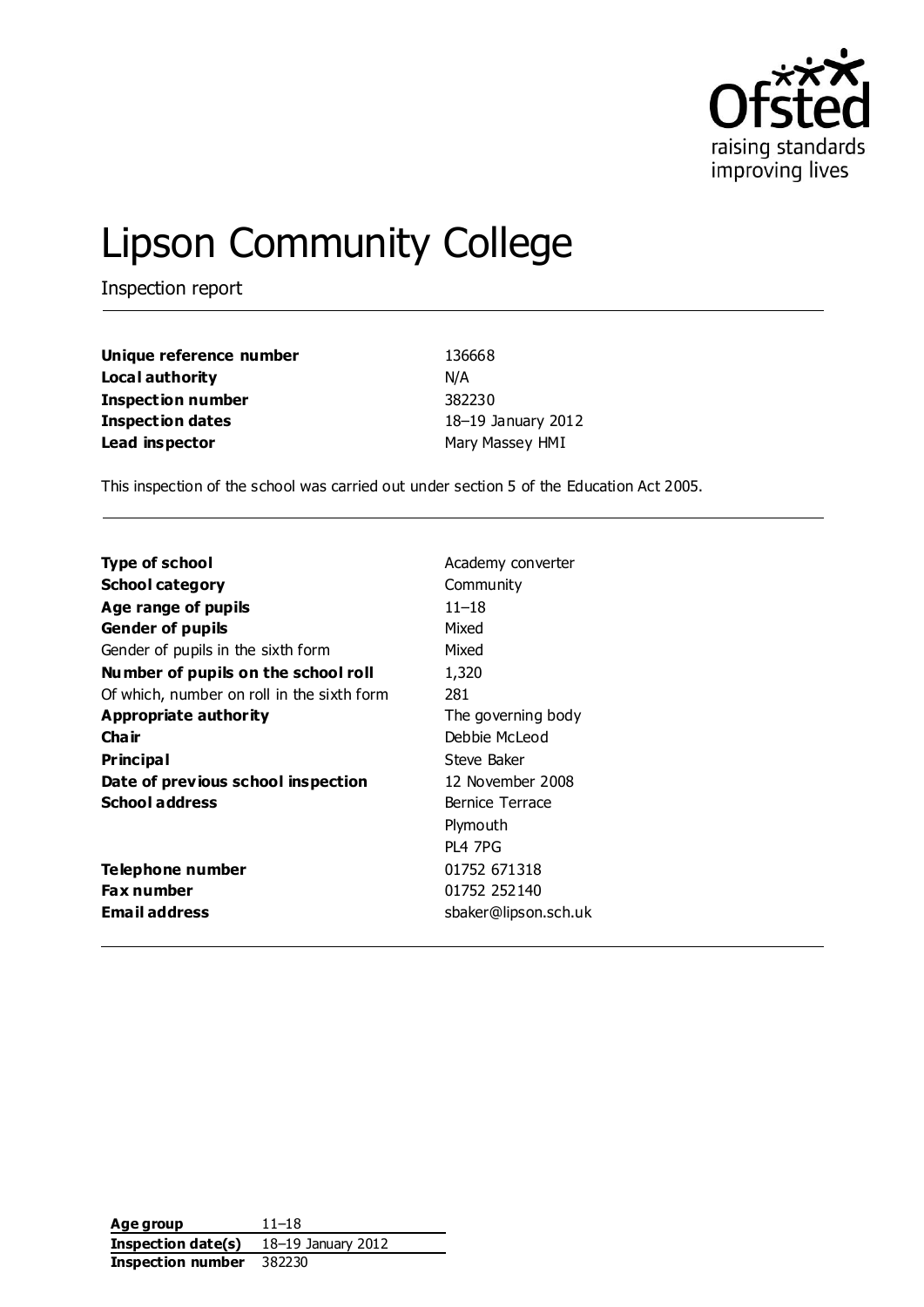Ofsted
raising standards
improving lives

# Lipson Community College

Inspection report

| | |
|---|---|
| **Unique reference number** | 136668 |
| **Local authority** | N/A |
| **Inspection number** | 382230 |
| **Inspection dates** | 18–19 January 2012 |
| **Lead inspector** | Mary Massey HMI |

This inspection of the school was carried out under section 5 of the Education Act 2005.

| | |
|---|---|
| **Type of school** | Academy converter |
| **School category** | Community |
| **Age range of pupils** | 11–18 |
| **Gender of pupils** | Mixed |
| Gender of pupils in the sixth form | Mixed |
| **Number of pupils on the school roll** | 1,320 |
| Of which, number on roll in the sixth form | 281 |
| **Appropriate authority** | The governing body |
| **Chair** | Debbie McLeod |
| **Principal** | Steve Baker |
| **Date of previous school inspection** | 12 November 2008 |
| **School address** | Bernice Terrace<br>Plymouth<br>PL4 7PG |
| **Telephone number** | 01752 671318 |
| **Fax number** | 01752 252140 |
| **Email address** | sbaker@lipson.sch.uk |

| | |
|---|---|
| **Age group** | 11–18 |
| **Inspection date(s)** | 18–19 January 2012 |
| **Inspection number** | 382230 |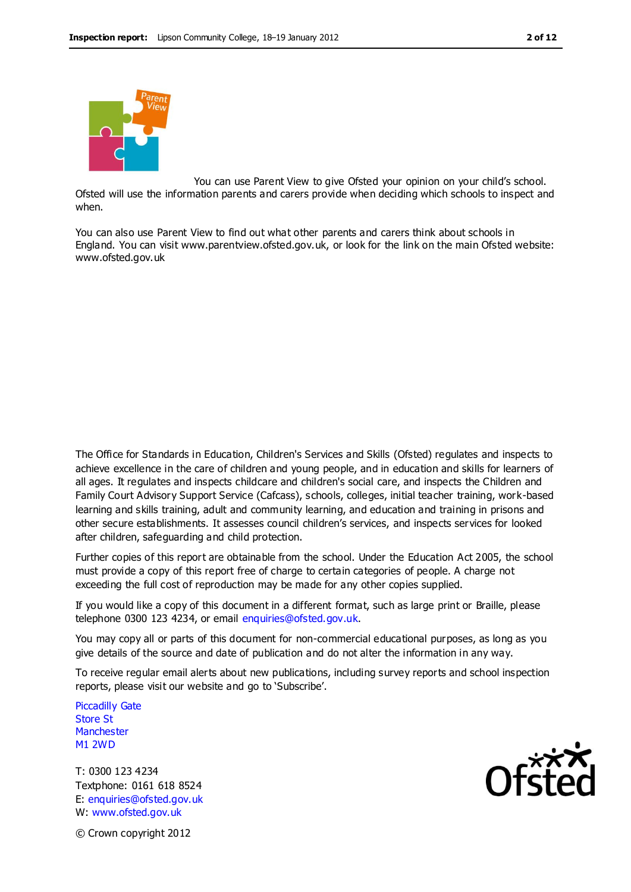You can use Parent View to give Ofsted your opinion on your child's school. Ofsted will use the information parents and carers provide when deciding which schools to inspect and when.

You can also use Parent View to find out what other parents and carers think about schools in England. You can visit www.parentview.ofsted.gov.uk, or look for the link on the main Ofsted website: www.ofsted.gov.uk

The Office for Standards in Education, Children's Services and Skills (Ofsted) regulates and inspects to achieve excellence in the care of children and young people, and in education and skills for learners of all ages. It regulates and inspects childcare and children's social care, and inspects the Children and Family Court Advisory Support Service (Cafcass), schools, colleges, initial teacher training, work-based learning and skills training, adult and community learning, and education and training in prisons and other secure establishments. It assesses council children's services, and inspects services for looked after children, safeguarding and child protection.

Further copies of this report are obtainable from the school. Under the Education Act 2005, the school must provide a copy of this report free of charge to certain categories of people. A charge not exceeding the full cost of reproduction may be made for any other copies supplied.

If you would like a copy of this document in a different format, such as large print or Braille, please telephone 0300 123 4234, or email enquiries@ofsted.gov.uk.

You may copy all or parts of this document for non-commercial educational purposes, as long as you give details of the source and date of publication and do not alter the information in any way.

To receive regular email alerts about new publications, including survey reports and school inspection reports, please visit our website and go to 'Subscribe'.

Piccadilly Gate
Store St
Manchester
M1 2WD

T: 0300 123 4234
Textphone: 0161 618 8524
E: enquiries@ofsted.gov.uk
W: www.ofsted.gov.uk

© Crown copyright 2012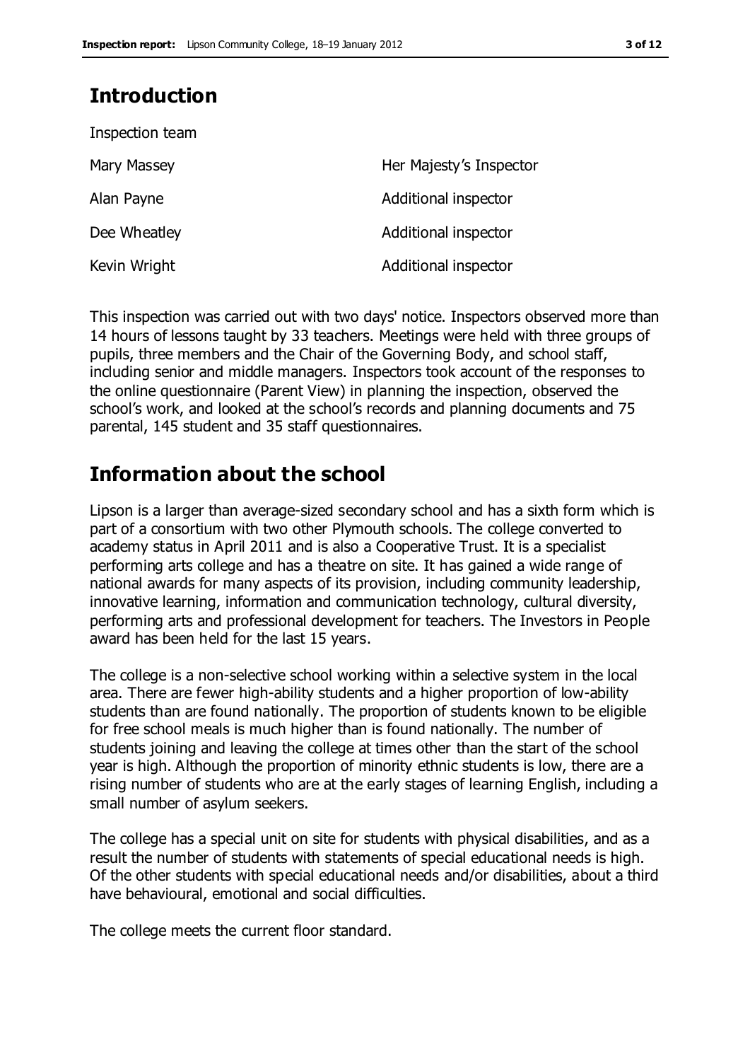## Introduction

Inspection team

| | |
|---|---|
| Mary Massey | Her Majesty's Inspector |
| Alan Payne | Additional inspector |
| Dee Wheatley | Additional inspector |
| Kevin Wright | Additional inspector |

This inspection was carried out with two days' notice. Inspectors observed more than 14 hours of lessons taught by 33 teachers. Meetings were held with three groups of pupils, three members and the Chair of the Governing Body, and school staff, including senior and middle managers. Inspectors took account of the responses to the online questionnaire (Parent View) in planning the inspection, observed the school's work, and looked at the school's records and planning documents and 75 parental, 145 student and 35 staff questionnaires.

## Information about the school

Lipson is a larger than average-sized secondary school and has a sixth form which is part of a consortium with two other Plymouth schools. The college converted to academy status in April 2011 and is also a Cooperative Trust. It is a specialist performing arts college and has a theatre on site. It has gained a wide range of national awards for many aspects of its provision, including community leadership, innovative learning, information and communication technology, cultural diversity, performing arts and professional development for teachers. The Investors in People award has been held for the last 15 years.

The college is a non-selective school working within a selective system in the local area. There are fewer high-ability students and a higher proportion of low-ability students than are found nationally. The proportion of students known to be eligible for free school meals is much higher than is found nationally. The number of students joining and leaving the college at times other than the start of the school year is high. Although the proportion of minority ethnic students is low, there are a rising number of students who are at the early stages of learning English, including a small number of asylum seekers.

The college has a special unit on site for students with physical disabilities, and as a result the number of students with statements of special educational needs is high. Of the other students with special educational needs and/or disabilities, about a third have behavioural, emotional and social difficulties.

The college meets the current floor standard.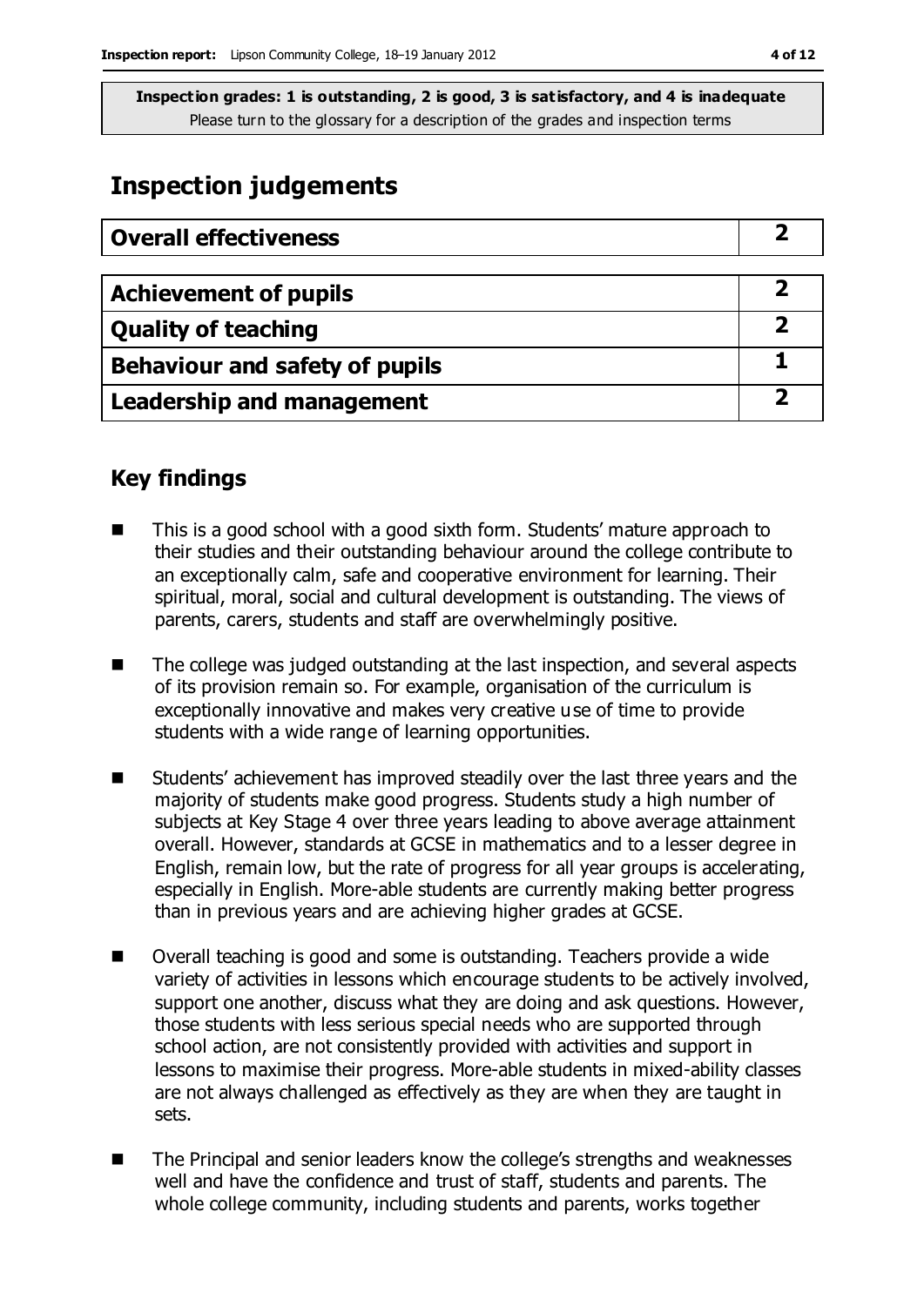**Inspection grades: 1 is outstanding, 2 is good, 3 is satisfactory, and 4 is inadequate**
Please turn to the glossary for a description of the grades and inspection terms

# Inspection judgements

| Overall effectiveness | 2 |
|---|---|

| Achievement of pupils | 2 |
|---|---|
| Quality of teaching | 2 |
| Behaviour and safety of pupils | 1 |
| Leadership and management | 2 |

## Key findings

- This is a good school with a good sixth form. Students' mature approach to their studies and their outstanding behaviour around the college contribute to an exceptionally calm, safe and cooperative environment for learning. Their spiritual, moral, social and cultural development is outstanding. The views of parents, carers, students and staff are overwhelmingly positive.
- The college was judged outstanding at the last inspection, and several aspects of its provision remain so. For example, organisation of the curriculum is exceptionally innovative and makes very creative use of time to provide students with a wide range of learning opportunities.
- Students' achievement has improved steadily over the last three years and the majority of students make good progress. Students study a high number of subjects at Key Stage 4 over three years leading to above average attainment overall. However, standards at GCSE in mathematics and to a lesser degree in English, remain low, but the rate of progress for all year groups is accelerating, especially in English. More-able students are currently making better progress than in previous years and are achieving higher grades at GCSE.
- Overall teaching is good and some is outstanding. Teachers provide a wide variety of activities in lessons which encourage students to be actively involved, support one another, discuss what they are doing and ask questions. However, those students with less serious special needs who are supported through school action, are not consistently provided with activities and support in lessons to maximise their progress. More-able students in mixed-ability classes are not always challenged as effectively as they are when they are taught in sets.
- The Principal and senior leaders know the college's strengths and weaknesses well and have the confidence and trust of staff, students and parents. The whole college community, including students and parents, works together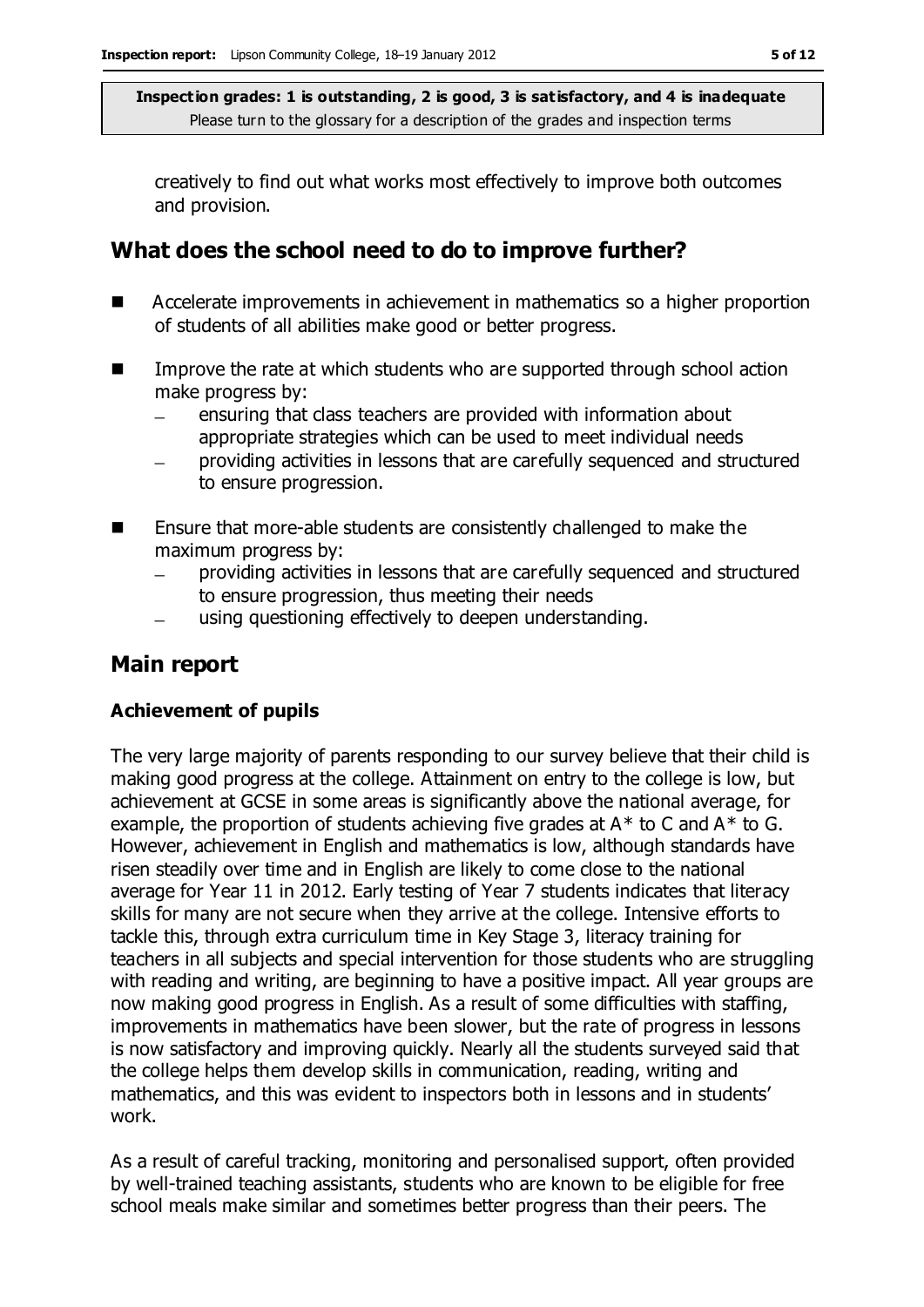creatively to find out what works most effectively to improve both outcomes and provision.

## What does the school need to do to improve further?

- Accelerate improvements in achievement in mathematics so a higher proportion of students of all abilities make good or better progress.
- Improve the rate at which students who are supported through school action make progress by:
  - ensuring that class teachers are provided with information about appropriate strategies which can be used to meet individual needs
  - providing activities in lessons that are carefully sequenced and structured to ensure progression.
- Ensure that more-able students are consistently challenged to make the maximum progress by:
  - providing activities in lessons that are carefully sequenced and structured to ensure progression, thus meeting their needs
  - using questioning effectively to deepen understanding.

## Main report

### Achievement of pupils

The very large majority of parents responding to our survey believe that their child is making good progress at the college. Attainment on entry to the college is low, but achievement at GCSE in some areas is significantly above the national average, for example, the proportion of students achieving five grades at A* to C and A* to G. However, achievement in English and mathematics is low, although standards have risen steadily over time and in English are likely to come close to the national average for Year 11 in 2012. Early testing of Year 7 students indicates that literacy skills for many are not secure when they arrive at the college. Intensive efforts to tackle this, through extra curriculum time in Key Stage 3, literacy training for teachers in all subjects and special intervention for those students who are struggling with reading and writing, are beginning to have a positive impact. All year groups are now making good progress in English. As a result of some difficulties with staffing, improvements in mathematics have been slower, but the rate of progress in lessons is now satisfactory and improving quickly. Nearly all the students surveyed said that the college helps them develop skills in communication, reading, writing and mathematics, and this was evident to inspectors both in lessons and in students' work.

As a result of careful tracking, monitoring and personalised support, often provided by well-trained teaching assistants, students who are known to be eligible for free school meals make similar and sometimes better progress than their peers. The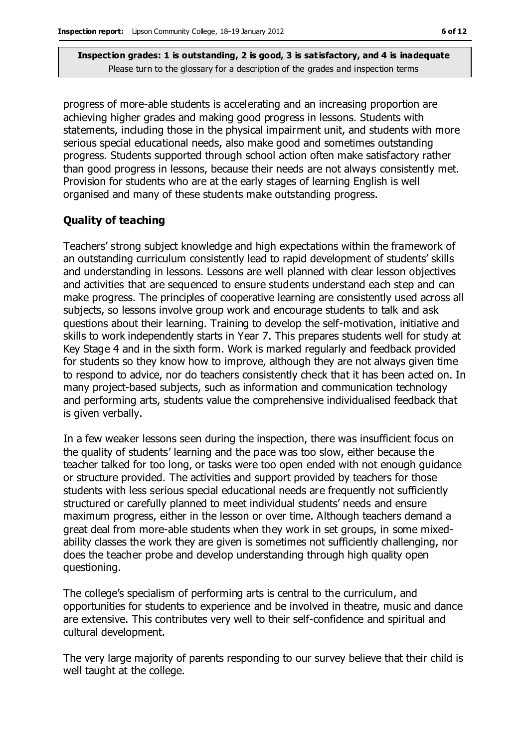progress of more-able students is accelerating and an increasing proportion are achieving higher grades and making good progress in lessons. Students with statements, including those in the physical impairment unit, and students with more serious special educational needs, also make good and sometimes outstanding progress. Students supported through school action often make satisfactory rather than good progress in lessons, because their needs are not always consistently met. Provision for students who are at the early stages of learning English is well organised and many of these students make outstanding progress.

### Quality of teaching

Teachers' strong subject knowledge and high expectations within the framework of an outstanding curriculum consistently lead to rapid development of students' skills and understanding in lessons. Lessons are well planned with clear lesson objectives and activities that are sequenced to ensure students understand each step and can make progress. The principles of cooperative learning are consistently used across all subjects, so lessons involve group work and encourage students to talk and ask questions about their learning. Training to develop the self-motivation, initiative and skills to work independently starts in Year 7. This prepares students well for study at Key Stage 4 and in the sixth form. Work is marked regularly and feedback provided for students so they know how to improve, although they are not always given time to respond to advice, nor do teachers consistently check that it has been acted on. In many project-based subjects, such as information and communication technology and performing arts, students value the comprehensive individualised feedback that is given verbally.

In a few weaker lessons seen during the inspection, there was insufficient focus on the quality of students' learning and the pace was too slow, either because the teacher talked for too long, or tasks were too open ended with not enough guidance or structure provided. The activities and support provided by teachers for those students with less serious special educational needs are frequently not sufficiently structured or carefully planned to meet individual students' needs and ensure maximum progress, either in the lesson or over time. Although teachers demand a great deal from more-able students when they work in set groups, in some mixed-ability classes the work they are given is sometimes not sufficiently challenging, nor does the teacher probe and develop understanding through high quality open questioning.

The college's specialism of performing arts is central to the curriculum, and opportunities for students to experience and be involved in theatre, music and dance are extensive. This contributes very well to their self-confidence and spiritual and cultural development.

The very large majority of parents responding to our survey believe that their child is well taught at the college.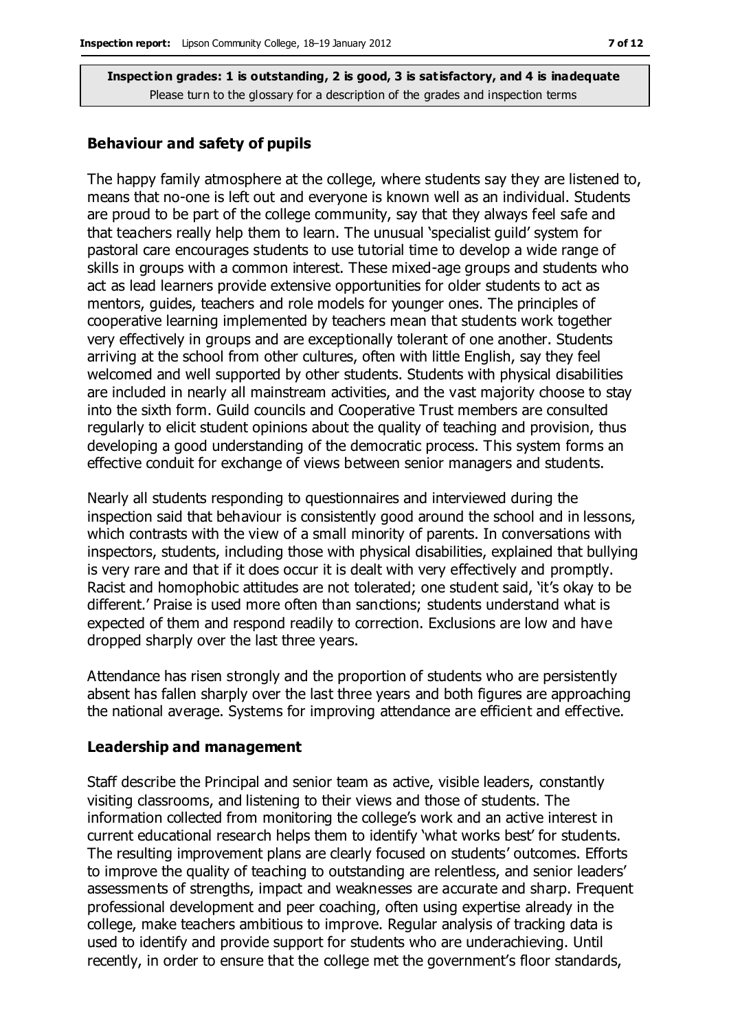**Inspection grades: 1 is outstanding, 2 is good, 3 is satisfactory, and 4 is inadequate**
Please turn to the glossary for a description of the grades and inspection terms

### Behaviour and safety of pupils

The happy family atmosphere at the college, where students say they are listened to, means that no-one is left out and everyone is known well as an individual. Students are proud to be part of the college community, say that they always feel safe and that teachers really help them to learn. The unusual 'specialist guild' system for pastoral care encourages students to use tutorial time to develop a wide range of skills in groups with a common interest. These mixed-age groups and students who act as lead learners provide extensive opportunities for older students to act as mentors, guides, teachers and role models for younger ones. The principles of cooperative learning implemented by teachers mean that students work together very effectively in groups and are exceptionally tolerant of one another. Students arriving at the school from other cultures, often with little English, say they feel welcomed and well supported by other students. Students with physical disabilities are included in nearly all mainstream activities, and the vast majority choose to stay into the sixth form. Guild councils and Cooperative Trust members are consulted regularly to elicit student opinions about the quality of teaching and provision, thus developing a good understanding of the democratic process. This system forms an effective conduit for exchange of views between senior managers and students.

Nearly all students responding to questionnaires and interviewed during the inspection said that behaviour is consistently good around the school and in lessons, which contrasts with the view of a small minority of parents. In conversations with inspectors, students, including those with physical disabilities, explained that bullying is very rare and that if it does occur it is dealt with very effectively and promptly. Racist and homophobic attitudes are not tolerated; one student said, 'it's okay to be different.' Praise is used more often than sanctions; students understand what is expected of them and respond readily to correction. Exclusions are low and have dropped sharply over the last three years.

Attendance has risen strongly and the proportion of students who are persistently absent has fallen sharply over the last three years and both figures are approaching the national average. Systems for improving attendance are efficient and effective.

### Leadership and management

Staff describe the Principal and senior team as active, visible leaders, constantly visiting classrooms, and listening to their views and those of students. The information collected from monitoring the college's work and an active interest in current educational research helps them to identify 'what works best' for students. The resulting improvement plans are clearly focused on students' outcomes. Efforts to improve the quality of teaching to outstanding are relentless, and senior leaders' assessments of strengths, impact and weaknesses are accurate and sharp. Frequent professional development and peer coaching, often using expertise already in the college, make teachers ambitious to improve. Regular analysis of tracking data is used to identify and provide support for students who are underachieving. Until recently, in order to ensure that the college met the government's floor standards,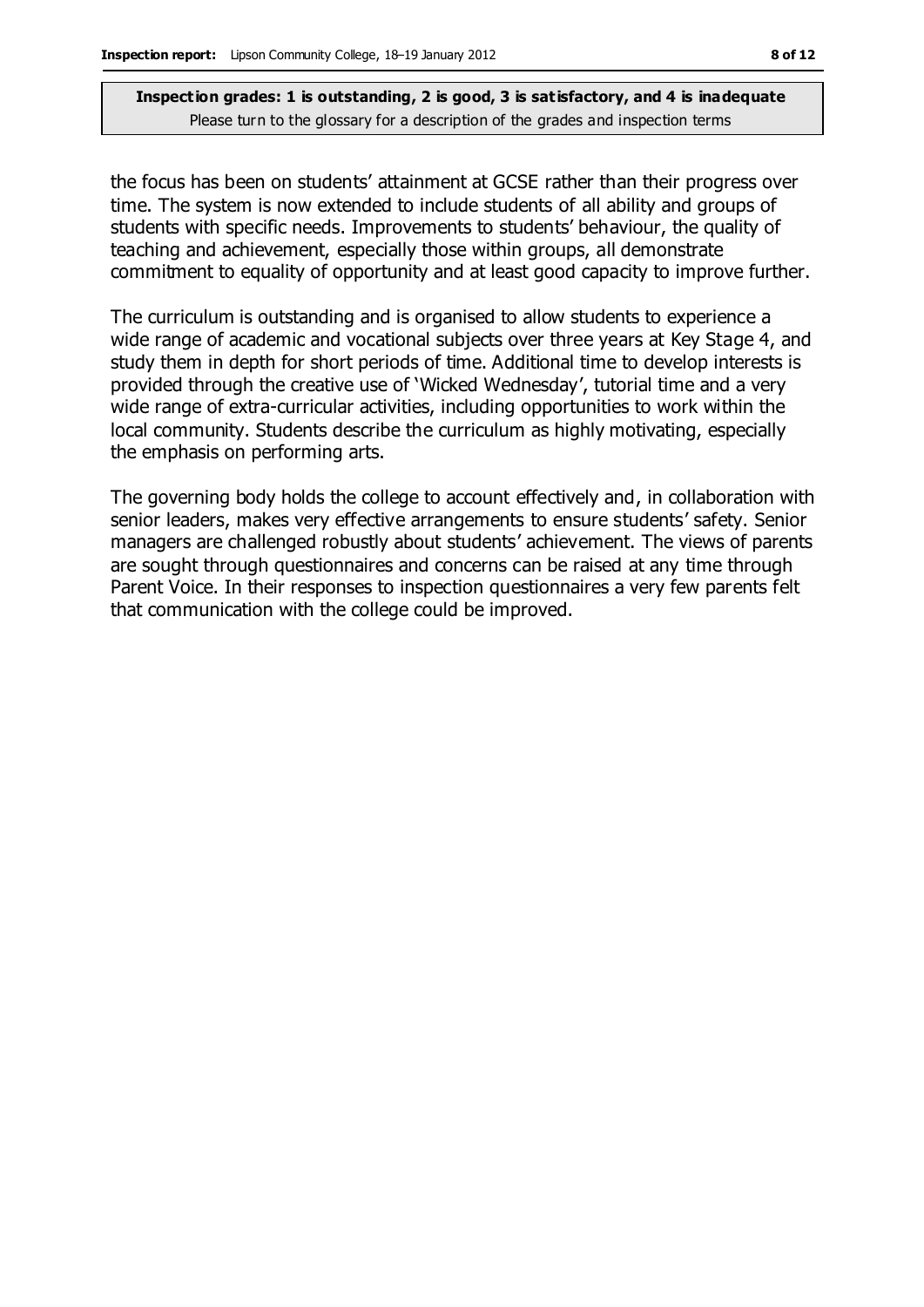the focus has been on students' attainment at GCSE rather than their progress over time. The system is now extended to include students of all ability and groups of students with specific needs. Improvements to students' behaviour, the quality of teaching and achievement, especially those within groups, all demonstrate commitment to equality of opportunity and at least good capacity to improve further.

The curriculum is outstanding and is organised to allow students to experience a wide range of academic and vocational subjects over three years at Key Stage 4, and study them in depth for short periods of time. Additional time to develop interests is provided through the creative use of 'Wicked Wednesday', tutorial time and a very wide range of extra-curricular activities, including opportunities to work within the local community. Students describe the curriculum as highly motivating, especially the emphasis on performing arts.

The governing body holds the college to account effectively and, in collaboration with senior leaders, makes very effective arrangements to ensure students' safety. Senior managers are challenged robustly about students' achievement. The views of parents are sought through questionnaires and concerns can be raised at any time through Parent Voice. In their responses to inspection questionnaires a very few parents felt that communication with the college could be improved.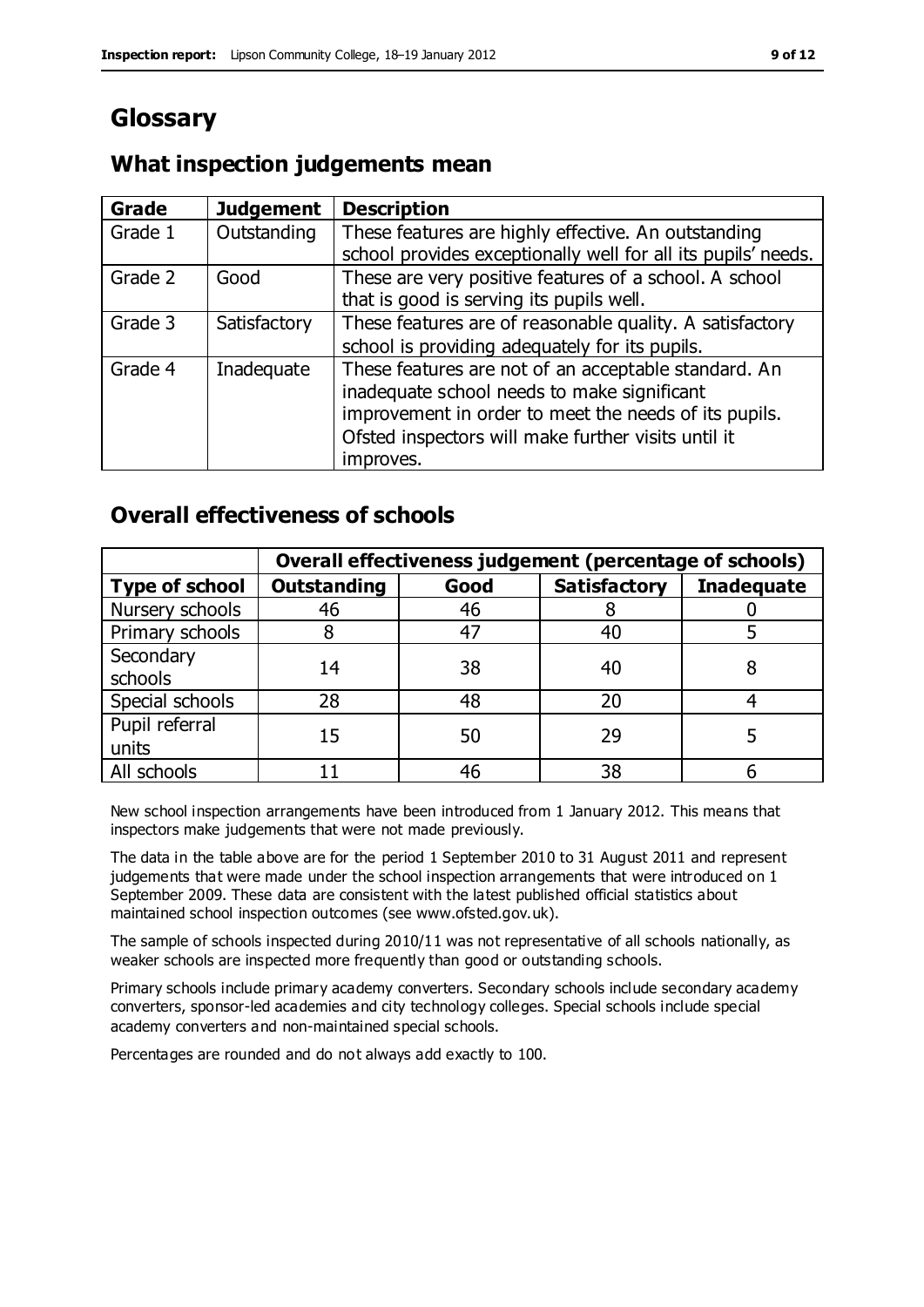# Glossary

## What inspection judgements mean

| Grade | Judgement | Description |
| --- | --- | --- |
| Grade 1 | Outstanding | These features are highly effective. An outstanding school provides exceptionally well for all its pupils' needs. |
| Grade 2 | Good | These are very positive features of a school. A school that is good is serving its pupils well. |
| Grade 3 | Satisfactory | These features are of reasonable quality. A satisfactory school is providing adequately for its pupils. |
| Grade 4 | Inadequate | These features are not of an acceptable standard. An inadequate school needs to make significant improvement in order to meet the needs of its pupils. Ofsted inspectors will make further visits until it improves. |

## Overall effectiveness of schools

| | Overall effectiveness judgement (percentage of schools) | | | |
| --- | --- | --- | --- | --- |
| **Type of school** | **Outstanding** | **Good** | **Satisfactory** | **Inadequate** |
| Nursery schools | 46 | 46 | 8 | 0 |
| Primary schools | 8 | 47 | 40 | 5 |
| Secondary schools | 14 | 38 | 40 | 8 |
| Special schools | 28 | 48 | 20 | 4 |
| Pupil referral units | 15 | 50 | 29 | 5 |
| All schools | 11 | 46 | 38 | 6 |

New school inspection arrangements have been introduced from 1 January 2012. This means that inspectors make judgements that were not made previously.

The data in the table above are for the period 1 September 2010 to 31 August 2011 and represent judgements that were made under the school inspection arrangements that were introduced on 1 September 2009. These data are consistent with the latest published official statistics about maintained school inspection outcomes (see www.ofsted.gov.uk).

The sample of schools inspected during 2010/11 was not representative of all schools nationally, as weaker schools are inspected more frequently than good or outstanding schools.

Primary schools include primary academy converters. Secondary schools include secondary academy converters, sponsor-led academies and city technology colleges. Special schools include special academy converters and non-maintained special schools.

Percentages are rounded and do not always add exactly to 100.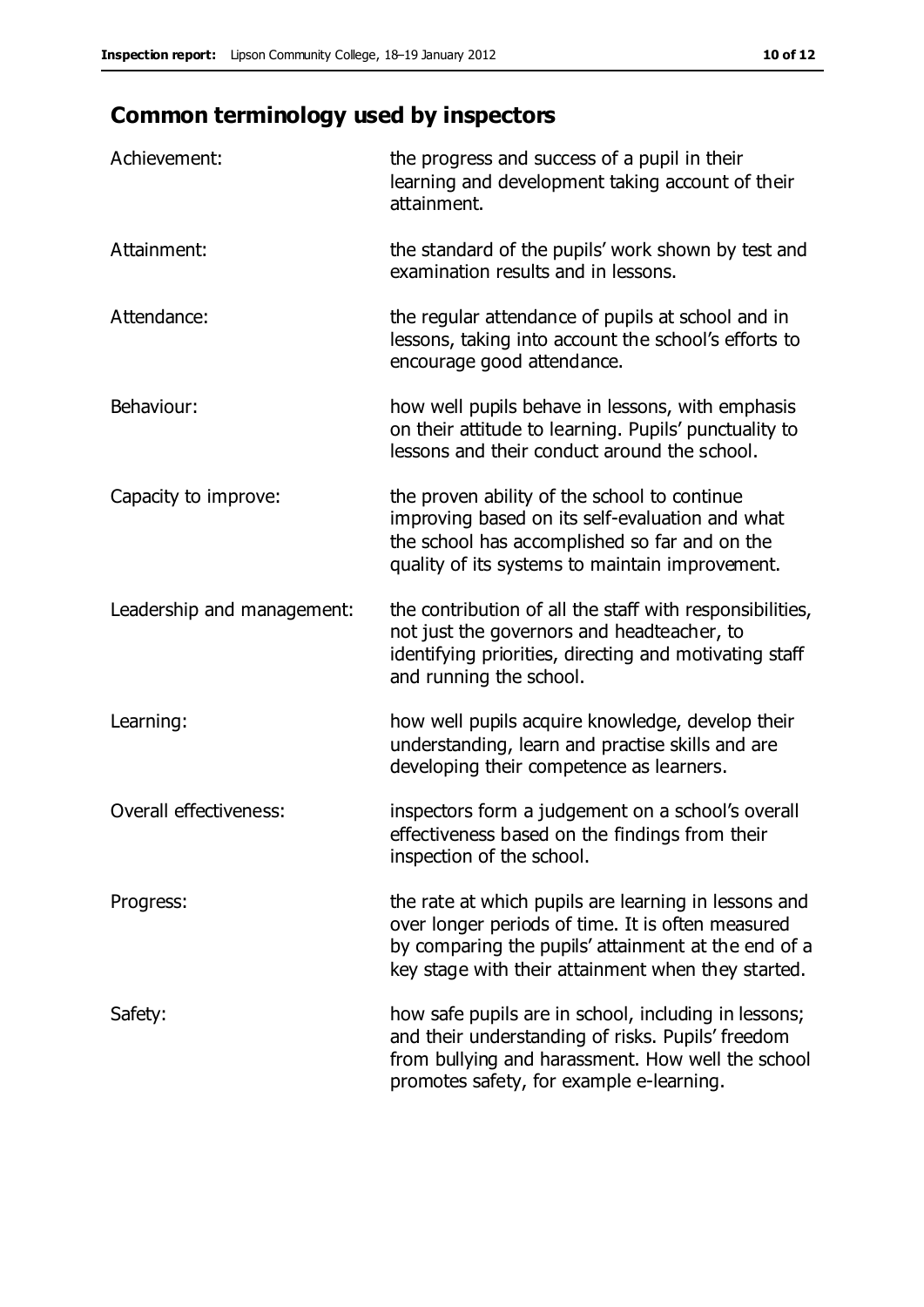## Common terminology used by inspectors

| | |
|---|---|
| Achievement: | the progress and success of a pupil in their learning and development taking account of their attainment. |
| Attainment: | the standard of the pupils' work shown by test and examination results and in lessons. |
| Attendance: | the regular attendance of pupils at school and in lessons, taking into account the school's efforts to encourage good attendance. |
| Behaviour: | how well pupils behave in lessons, with emphasis on their attitude to learning. Pupils' punctuality to lessons and their conduct around the school. |
| Capacity to improve: | the proven ability of the school to continue improving based on its self-evaluation and what the school has accomplished so far and on the quality of its systems to maintain improvement. |
| Leadership and management: | the contribution of all the staff with responsibilities, not just the governors and headteacher, to identifying priorities, directing and motivating staff and running the school. |
| Learning: | how well pupils acquire knowledge, develop their understanding, learn and practise skills and are developing their competence as learners. |
| Overall effectiveness: | inspectors form a judgement on a school's overall effectiveness based on the findings from their inspection of the school. |
| Progress: | the rate at which pupils are learning in lessons and over longer periods of time. It is often measured by comparing the pupils' attainment at the end of a key stage with their attainment when they started. |
| Safety: | how safe pupils are in school, including in lessons; and their understanding of risks. Pupils' freedom from bullying and harassment. How well the school promotes safety, for example e-learning. |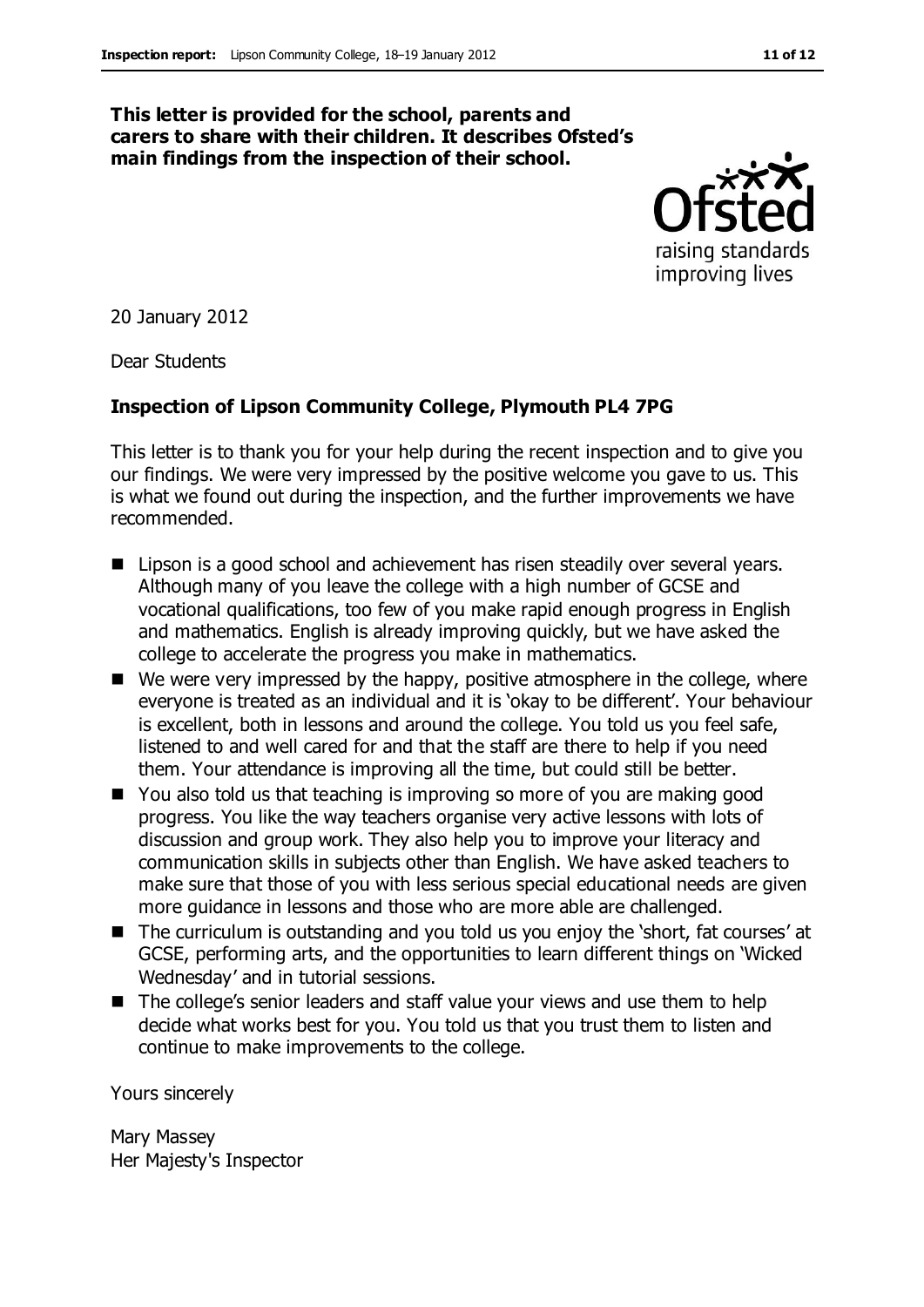**This letter is provided for the school, parents and carers to share with their children. It describes Ofsted's main findings from the inspection of their school.**

20 January 2012

Dear Students

**Inspection of Lipson Community College, Plymouth PL4 7PG**

This letter is to thank you for your help during the recent inspection and to give you our findings. We were very impressed by the positive welcome you gave to us. This is what we found out during the inspection, and the further improvements we have recommended.

- Lipson is a good school and achievement has risen steadily over several years. Although many of you leave the college with a high number of GCSE and vocational qualifications, too few of you make rapid enough progress in English and mathematics. English is already improving quickly, but we have asked the college to accelerate the progress you make in mathematics.
- We were very impressed by the happy, positive atmosphere in the college, where everyone is treated as an individual and it is 'okay to be different'. Your behaviour is excellent, both in lessons and around the college. You told us you feel safe, listened to and well cared for and that the staff are there to help if you need them. Your attendance is improving all the time, but could still be better.
- You also told us that teaching is improving so more of you are making good progress. You like the way teachers organise very active lessons with lots of discussion and group work. They also help you to improve your literacy and communication skills in subjects other than English. We have asked teachers to make sure that those of you with less serious special educational needs are given more guidance in lessons and those who are more able are challenged.
- The curriculum is outstanding and you told us you enjoy the 'short, fat courses' at GCSE, performing arts, and the opportunities to learn different things on 'Wicked Wednesday' and in tutorial sessions.
- The college's senior leaders and staff value your views and use them to help decide what works best for you. You told us that you trust them to listen and continue to make improvements to the college.

Yours sincerely

Mary Massey
Her Majesty's Inspector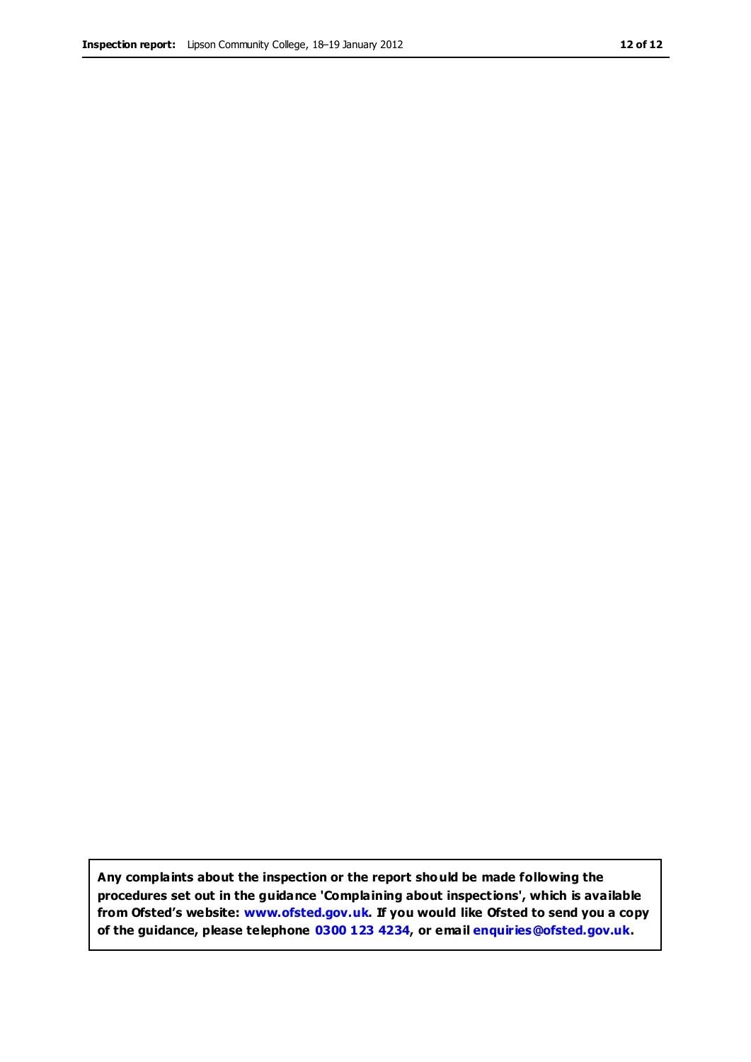**Any complaints about the inspection or the report should be made following the procedures set out in the guidance 'Complaining about inspections', which is available from Ofsted's website: www.ofsted.gov.uk. If you would like Ofsted to send you a copy of the guidance, please telephone 0300 123 4234, or email enquiries@ofsted.gov.uk.**